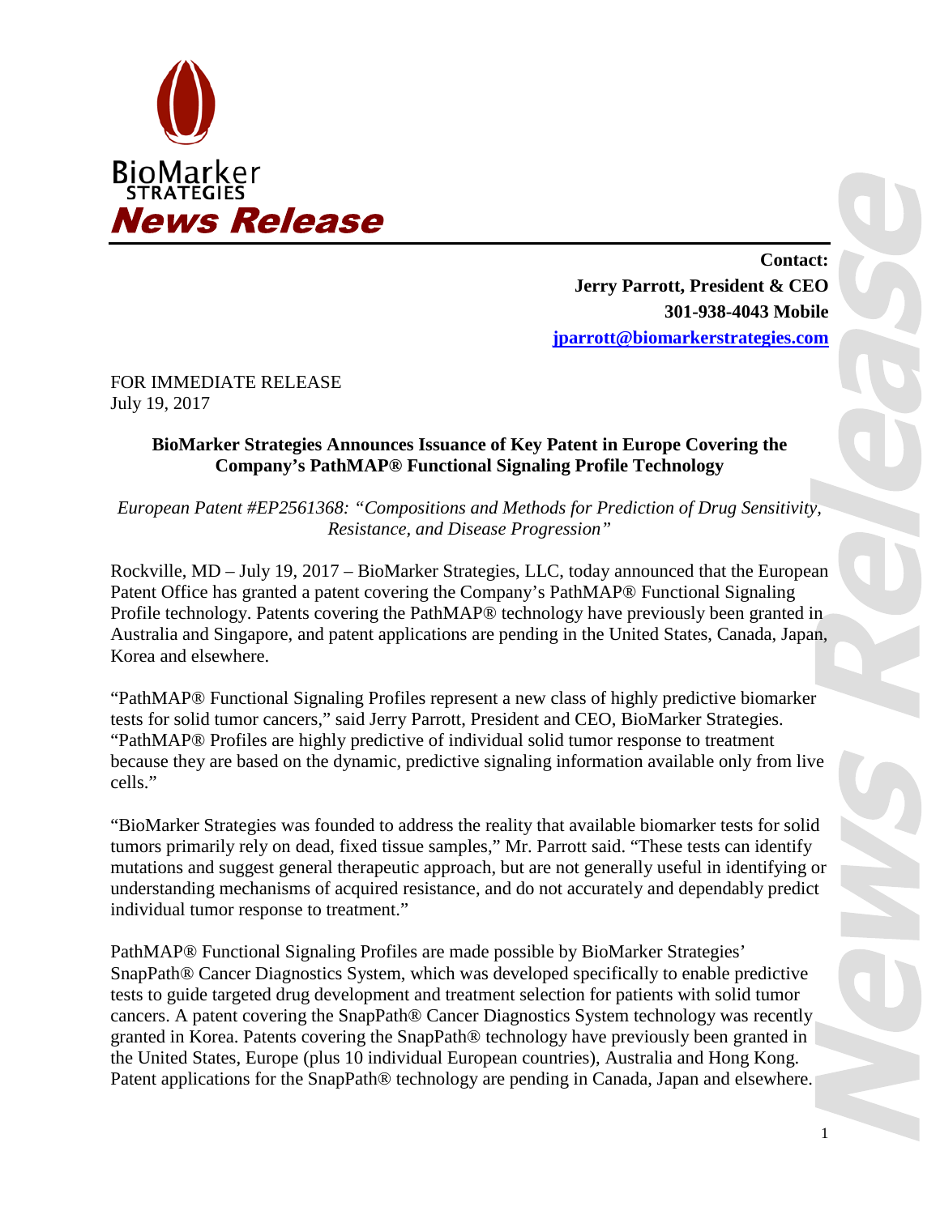BioMarker STRATEGIES

# News Release

**Contact:**
**Jerry Parrott, President & CEO**
**301-938-4043 Mobile**
**jparrott@biomarkerstrategies.com**

FOR IMMEDIATE RELEASE
July 19, 2017

## BioMarker Strategies Announces Issuance of Key Patent in Europe Covering the Company's PathMAP® Functional Signaling Profile Technology

*European Patent #EP2561368: "Compositions and Methods for Prediction of Drug Sensitivity, Resistance, and Disease Progression"*

Rockville, MD – July 19, 2017 – BioMarker Strategies, LLC, today announced that the European Patent Office has granted a patent covering the Company's PathMAP® Functional Signaling Profile technology. Patents covering the PathMAP® technology have previously been granted in Australia and Singapore, and patent applications are pending in the United States, Canada, Japan, Korea and elsewhere.

"PathMAP® Functional Signaling Profiles represent a new class of highly predictive biomarker tests for solid tumor cancers," said Jerry Parrott, President and CEO, BioMarker Strategies. "PathMAP® Profiles are highly predictive of individual solid tumor response to treatment because they are based on the dynamic, predictive signaling information available only from live cells."

"BioMarker Strategies was founded to address the reality that available biomarker tests for solid tumors primarily rely on dead, fixed tissue samples," Mr. Parrott said. "These tests can identify mutations and suggest general therapeutic approach, but are not generally useful in identifying or understanding mechanisms of acquired resistance, and do not accurately and dependably predict individual tumor response to treatment."

PathMAP® Functional Signaling Profiles are made possible by BioMarker Strategies' SnapPath® Cancer Diagnostics System, which was developed specifically to enable predictive tests to guide targeted drug development and treatment selection for patients with solid tumor cancers. A patent covering the SnapPath® Cancer Diagnostics System technology was recently granted in Korea. Patents covering the SnapPath® technology have previously been granted in the United States, Europe (plus 10 individual European countries), Australia and Hong Kong. Patent applications for the SnapPath® technology are pending in Canada, Japan and elsewhere.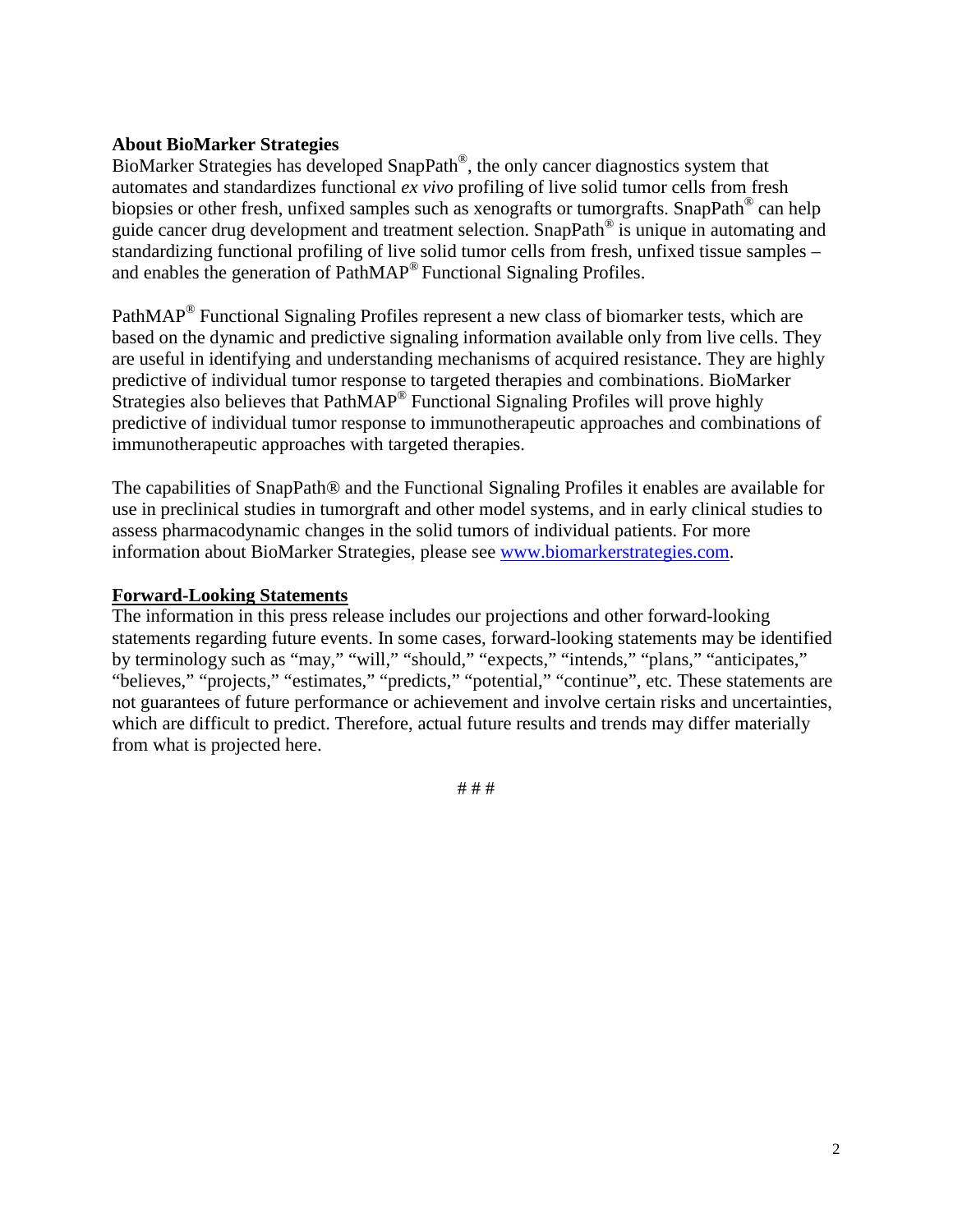**About BioMarker Strategies**

BioMarker Strategies has developed SnapPath®, the only cancer diagnostics system that automates and standardizes functional *ex vivo* profiling of live solid tumor cells from fresh biopsies or other fresh, unfixed samples such as xenografts or tumorgrafts. SnapPath® can help guide cancer drug development and treatment selection. SnapPath® is unique in automating and standardizing functional profiling of live solid tumor cells from fresh, unfixed tissue samples – and enables the generation of PathMAP® Functional Signaling Profiles.

PathMAP® Functional Signaling Profiles represent a new class of biomarker tests, which are based on the dynamic and predictive signaling information available only from live cells. They are useful in identifying and understanding mechanisms of acquired resistance. They are highly predictive of individual tumor response to targeted therapies and combinations. BioMarker Strategies also believes that PathMAP® Functional Signaling Profiles will prove highly predictive of individual tumor response to immunotherapeutic approaches and combinations of immunotherapeutic approaches with targeted therapies.

The capabilities of SnapPath® and the Functional Signaling Profiles it enables are available for use in preclinical studies in tumorgraft and other model systems, and in early clinical studies to assess pharmacodynamic changes in the solid tumors of individual patients. For more information about BioMarker Strategies, please see www.biomarkerstrategies.com.

**Forward-Looking Statements**

The information in this press release includes our projections and other forward-looking statements regarding future events. In some cases, forward-looking statements may be identified by terminology such as "may," "will," "should," "expects," "intends," "plans," "anticipates," "believes," "projects," "estimates," "predicts," "potential," "continue", etc. These statements are not guarantees of future performance or achievement and involve certain risks and uncertainties, which are difficult to predict. Therefore, actual future results and trends may differ materially from what is projected here.

# # #